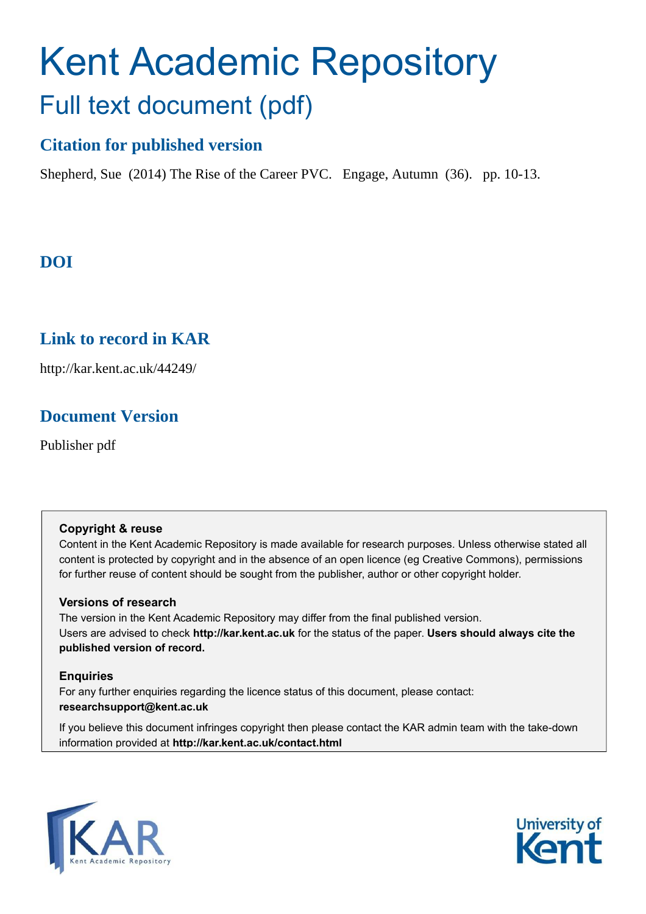# Kent Academic Repository

## Full text document (pdf)

## Citation for published version

Shepherd, Sue (2014) The Rise of the Career PVC. Engage, Autumn (36). pp. 10-13.

## DOI

## Link to record in KAR

http://kar.kent.ac.uk/44249/

## Document Version

Publisher pdf

**Copyright & reuse**

Content in the Kent Academic Repository is made available for research purposes. Unless otherwise stated all content is protected by copyright and in the absence of an open licence (eg Creative Commons), permissions for further reuse of content should be sought from the publisher, author or other copyright holder.

**Versions of research**

The version in the Kent Academic Repository may differ from the final published version.
Users are advised to check **http://kar.kent.ac.uk** for the status of the paper. **Users should always cite the published version of record.**

**Enquiries**

For any further enquiries regarding the licence status of this document, please contact:
**researchsupport@kent.ac.uk**

If you believe this document infringes copyright then please contact the KAR admin team with the take-down information provided at **http://kar.kent.ac.uk/contact.html**

KAR Kent Academic Repository

University of Kent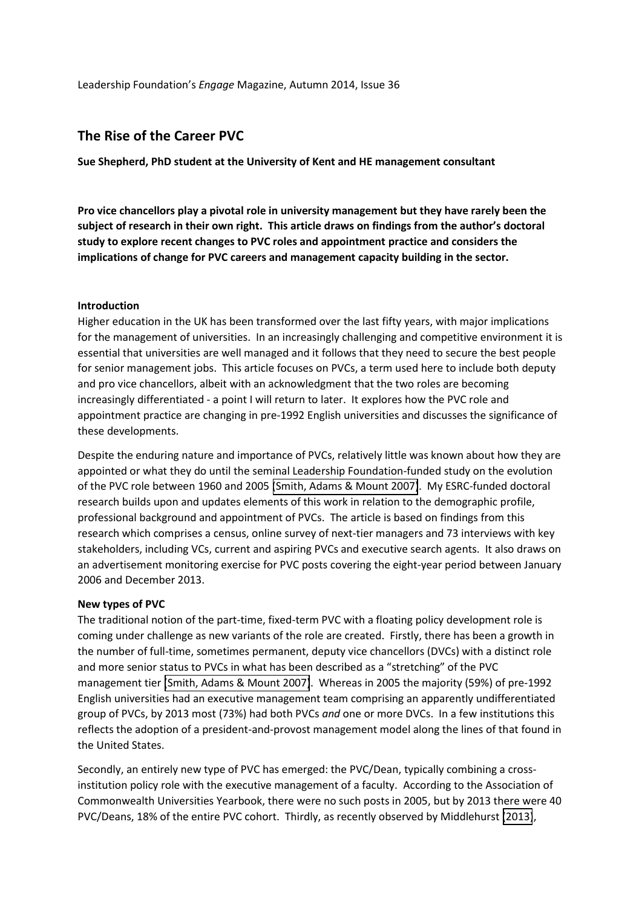Leadership Foundation's *Engage* Magazine, Autumn 2014, Issue 36

# The Rise of the Career PVC

**Sue Shepherd, PhD student at the University of Kent and HE management consultant**

**Pro vice chancellors play a pivotal role in university management but they have rarely been the subject of research in their own right. This article draws on findings from the author's doctoral study to explore recent changes to PVC roles and appointment practice and considers the implications of change for PVC careers and management capacity building in the sector.**

### Introduction

Higher education in the UK has been transformed over the last fifty years, with major implications for the management of universities. In an increasingly challenging and competitive environment it is essential that universities are well managed and it follows that they need to secure the best people for senior management jobs. This article focuses on PVCs, a term used here to include both deputy and pro vice chancellors, albeit with an acknowledgment that the two roles are becoming increasingly differentiated - a point I will return to later. It explores how the PVC role and appointment practice are changing in pre-1992 English universities and discusses the significance of these developments.

Despite the enduring nature and importance of PVCs, relatively little was known about how they are appointed or what they do until the seminal Leadership Foundation-funded study on the evolution of the PVC role between 1960 and 2005 (Smith, Adams & Mount 2007). My ESRC-funded doctoral research builds upon and updates elements of this work in relation to the demographic profile, professional background and appointment of PVCs. The article is based on findings from this research which comprises a census, online survey of next-tier managers and 73 interviews with key stakeholders, including VCs, current and aspiring PVCs and executive search agents. It also draws on an advertisement monitoring exercise for PVC posts covering the eight-year period between January 2006 and December 2013.

### New types of PVC

The traditional notion of the part-time, fixed-term PVC with a floating policy development role is coming under challenge as new variants of the role are created. Firstly, there has been a growth in the number of full-time, sometimes permanent, deputy vice chancellors (DVCs) with a distinct role and more senior status to PVCs in what has been described as a "stretching" of the PVC management tier (Smith, Adams & Mount 2007). Whereas in 2005 the majority (59%) of pre-1992 English universities had an executive management team comprising an apparently undifferentiated group of PVCs, by 2013 most (73%) had both PVCs *and* one or more DVCs. In a few institutions this reflects the adoption of a president-and-provost management model along the lines of that found in the United States.

Secondly, an entirely new type of PVC has emerged: the PVC/Dean, typically combining a cross-institution policy role with the executive management of a faculty. According to the Association of Commonwealth Universities Yearbook, there were no such posts in 2005, but by 2013 there were 40 PVC/Deans, 18% of the entire PVC cohort. Thirdly, as recently observed by Middlehurst (2013),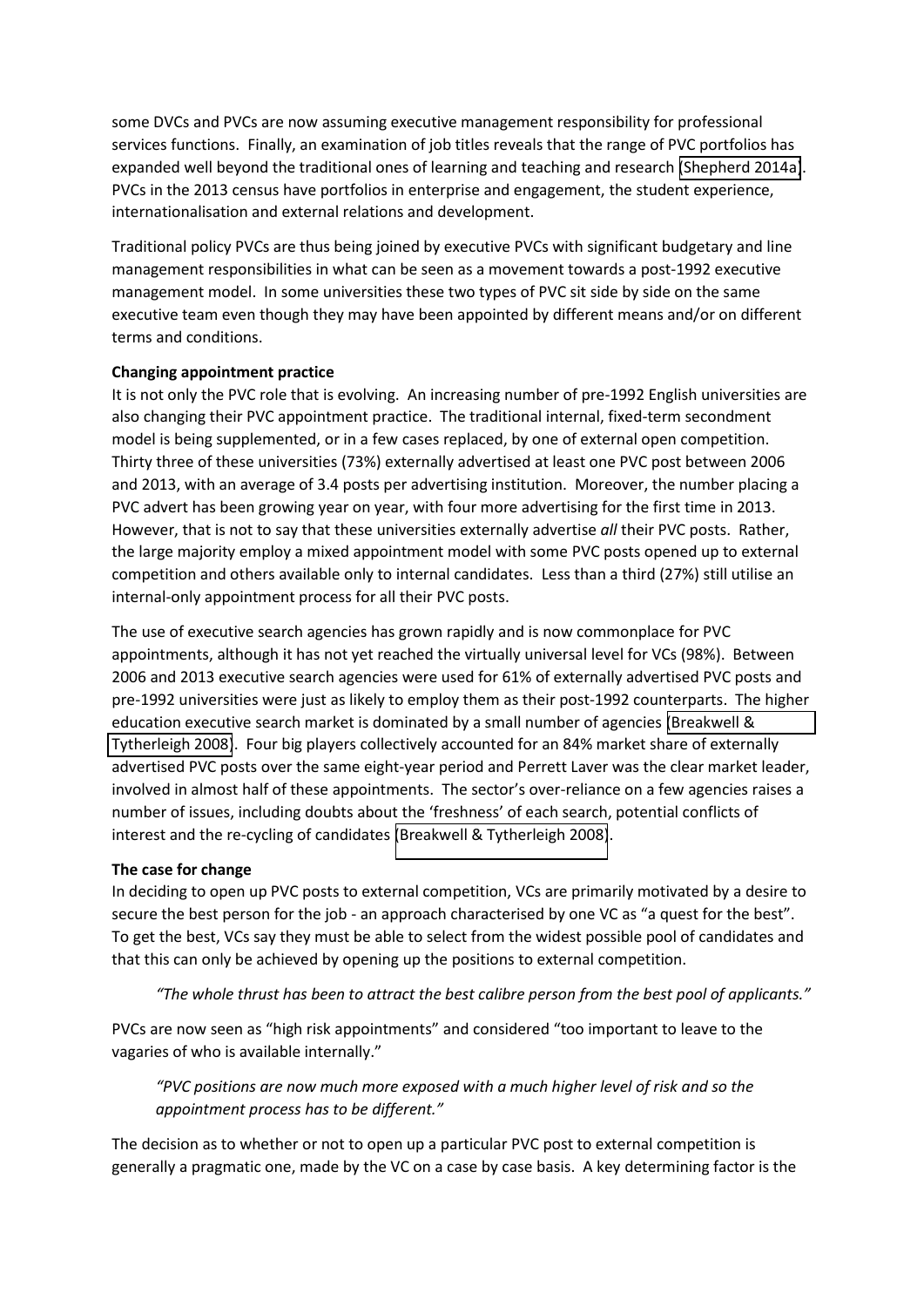some DVCs and PVCs are now assuming executive management responsibility for professional services functions. Finally, an examination of job titles reveals that the range of PVC portfolios has expanded well beyond the traditional ones of learning and teaching and research (Shepherd 2014a). PVCs in the 2013 census have portfolios in enterprise and engagement, the student experience, internationalisation and external relations and development.

Traditional policy PVCs are thus being joined by executive PVCs with significant budgetary and line management responsibilities in what can be seen as a movement towards a post-1992 executive management model. In some universities these two types of PVC sit side by side on the same executive team even though they may have been appointed by different means and/or on different terms and conditions.

**Changing appointment practice**

It is not only the PVC role that is evolving. An increasing number of pre-1992 English universities are also changing their PVC appointment practice. The traditional internal, fixed-term secondment model is being supplemented, or in a few cases replaced, by one of external open competition. Thirty three of these universities (73%) externally advertised at least one PVC post between 2006 and 2013, with an average of 3.4 posts per advertising institution. Moreover, the number placing a PVC advert has been growing year on year, with four more advertising for the first time in 2013. However, that is not to say that these universities externally advertise *all* their PVC posts. Rather, the large majority employ a mixed appointment model with some PVC posts opened up to external competition and others available only to internal candidates. Less than a third (27%) still utilise an internal-only appointment process for all their PVC posts.

The use of executive search agencies has grown rapidly and is now commonplace for PVC appointments, although it has not yet reached the virtually universal level for VCs (98%). Between 2006 and 2013 executive search agencies were used for 61% of externally advertised PVC posts and pre-1992 universities were just as likely to employ them as their post-1992 counterparts. The higher education executive search market is dominated by a small number of agencies (Breakwell & Tytherleigh 2008). Four big players collectively accounted for an 84% market share of externally advertised PVC posts over the same eight-year period and Perrett Laver was the clear market leader, involved in almost half of these appointments. The sector's over-reliance on a few agencies raises a number of issues, including doubts about the 'freshness' of each search, potential conflicts of interest and the re-cycling of candidates (Breakwell & Tytherleigh 2008).

**The case for change**

In deciding to open up PVC posts to external competition, VCs are primarily motivated by a desire to secure the best person for the job - an approach characterised by one VC as "a quest for the best". To get the best, VCs say they must be able to select from the widest possible pool of candidates and that this can only be achieved by opening up the positions to external competition.

> *"The whole thrust has been to attract the best calibre person from the best pool of applicants."*

PVCs are now seen as "high risk appointments" and considered "too important to leave to the vagaries of who is available internally."

> *"PVC positions are now much more exposed with a much higher level of risk and so the appointment process has to be different."*

The decision as to whether or not to open up a particular PVC post to external competition is generally a pragmatic one, made by the VC on a case by case basis. A key determining factor is the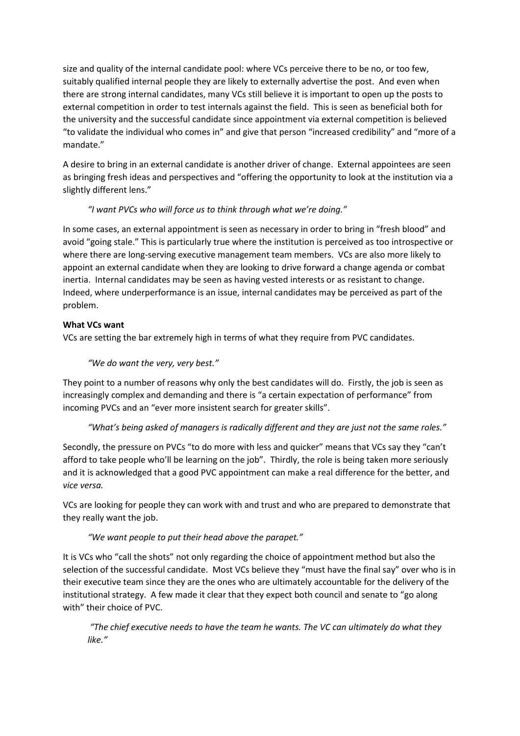size and quality of the internal candidate pool: where VCs perceive there to be no, or too few, suitably qualified internal people they are likely to externally advertise the post. And even when there are strong internal candidates, many VCs still believe it is important to open up the posts to external competition in order to test internals against the field. This is seen as beneficial both for the university and the successful candidate since appointment via external competition is believed "to validate the individual who comes in" and give that person "increased credibility" and "more of a mandate."

A desire to bring in an external candidate is another driver of change. External appointees are seen as bringing fresh ideas and perspectives and "offering the opportunity to look at the institution via a slightly different lens."

> *"I want PVCs who will force us to think through what we're doing."*

In some cases, an external appointment is seen as necessary in order to bring in "fresh blood" and avoid "going stale." This is particularly true where the institution is perceived as too introspective or where there are long-serving executive management team members. VCs are also more likely to appoint an external candidate when they are looking to drive forward a change agenda or combat inertia. Internal candidates may be seen as having vested interests or as resistant to change. Indeed, where underperformance is an issue, internal candidates may be perceived as part of the problem.

**What VCs want**

VCs are setting the bar extremely high in terms of what they require from PVC candidates.

> *"We do want the very, very best."*

They point to a number of reasons why only the best candidates will do. Firstly, the job is seen as increasingly complex and demanding and there is "a certain expectation of performance" from incoming PVCs and an "ever more insistent search for greater skills".

> *"What's being asked of managers is radically different and they are just not the same roles."*

Secondly, the pressure on PVCs "to do more with less and quicker" means that VCs say they "can't afford to take people who'll be learning on the job". Thirdly, the role is being taken more seriously and it is acknowledged that a good PVC appointment can make a real difference for the better, and *vice versa.*

VCs are looking for people they can work with and trust and who are prepared to demonstrate that they really want the job.

> *"We want people to put their head above the parapet."*

It is VCs who "call the shots" not only regarding the choice of appointment method but also the selection of the successful candidate. Most VCs believe they "must have the final say" over who is in their executive team since they are the ones who are ultimately accountable for the delivery of the institutional strategy. A few made it clear that they expect both council and senate to "go along with" their choice of PVC.

> *"The chief executive needs to have the team he wants. The VC can ultimately do what they like."*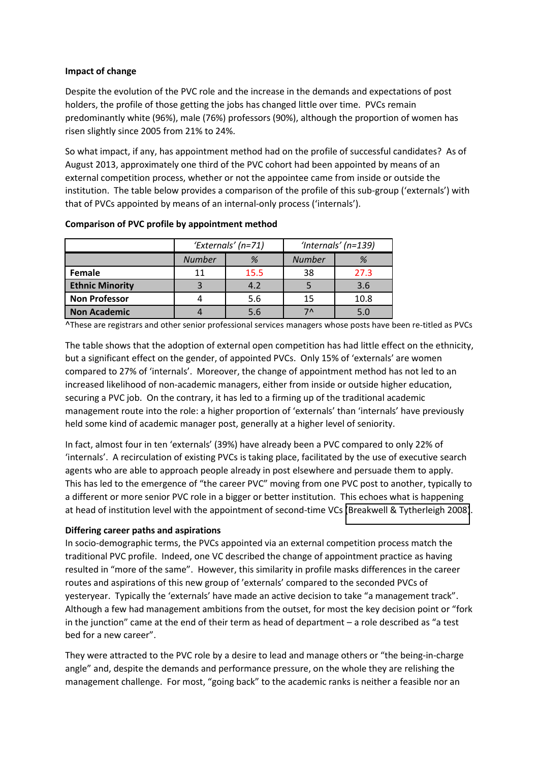**Impact of change**

Despite the evolution of the PVC role and the increase in the demands and expectations of post holders, the profile of those getting the jobs has changed little over time. PVCs remain predominantly white (96%), male (76%) professors (90%), although the proportion of women has risen slightly since 2005 from 21% to 24%.

So what impact, if any, has appointment method had on the profile of successful candidates? As of August 2013, approximately one third of the PVC cohort had been appointed by means of an external competition process, whether or not the appointee came from inside or outside the institution. The table below provides a comparison of the profile of this sub-group ('externals') with that of PVCs appointed by means of an internal-only process ('internals').

**Comparison of PVC profile by appointment method**

| | *'Externals' (n=71)* | | *'Internals' (n=139)* | |
|---|---|---|---|---|
| | *Number* | *%* | *Number* | *%* |
| **Female** | 11 | 15.5 | 38 | 27.3 |
| **Ethnic Minority** | 3 | 4.2 | 5 | 3.6 |
| **Non Professor** | 4 | 5.6 | 15 | 10.8 |
| **Non Academic** | 4 | 5.6 | 7^ | 5.0 |

^These are registrars and other senior professional services managers whose posts have been re-titled as PVCs

The table shows that the adoption of external open competition has had little effect on the ethnicity, but a significant effect on the gender, of appointed PVCs. Only 15% of 'externals' are women compared to 27% of 'internals'. Moreover, the change of appointment method has not led to an increased likelihood of non-academic managers, either from inside or outside higher education, securing a PVC job. On the contrary, it has led to a firming up of the traditional academic management route into the role: a higher proportion of 'externals' than 'internals' have previously held some kind of academic manager post, generally at a higher level of seniority.

In fact, almost four in ten 'externals' (39%) have already been a PVC compared to only 22% of 'internals'. A recirculation of existing PVCs is taking place, facilitated by the use of executive search agents who are able to approach people already in post elsewhere and persuade them to apply. This has led to the emergence of "the career PVC" moving from one PVC post to another, typically to a different or more senior PVC role in a bigger or better institution. This echoes what is happening at head of institution level with the appointment of second-time VCs (Breakwell & Tytherleigh 2008).

**Differing career paths and aspirations**

In socio-demographic terms, the PVCs appointed via an external competition process match the traditional PVC profile. Indeed, one VC described the change of appointment practice as having resulted in "more of the same". However, this similarity in profile masks differences in the career routes and aspirations of this new group of 'externals' compared to the seconded PVCs of yesteryear. Typically the 'externals' have made an active decision to take "a management track". Although a few had management ambitions from the outset, for most the key decision point or "fork in the junction" came at the end of their term as head of department – a role described as "a test bed for a new career".

They were attracted to the PVC role by a desire to lead and manage others or "the being-in-charge angle" and, despite the demands and performance pressure, on the whole they are relishing the management challenge. For most, "going back" to the academic ranks is neither a feasible nor an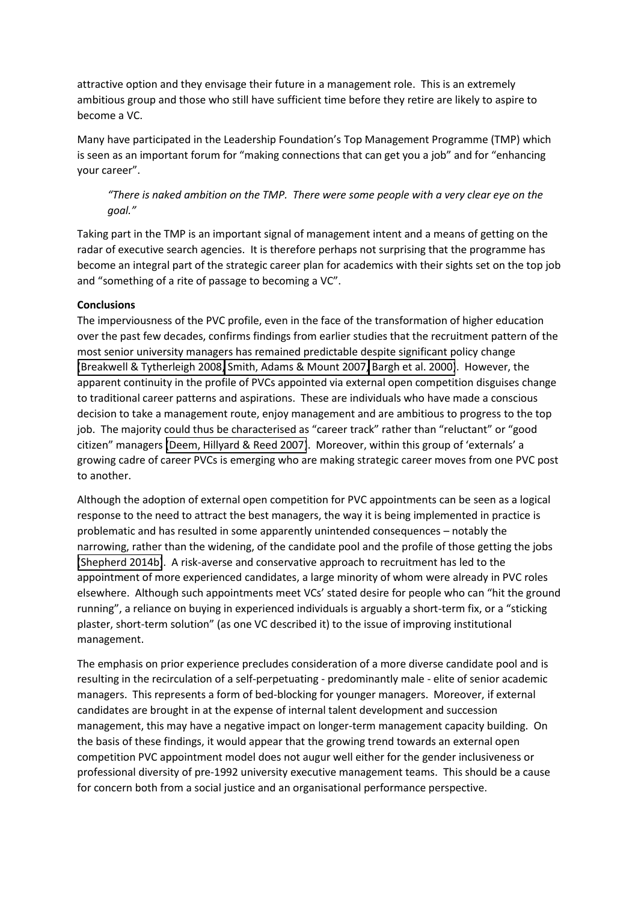attractive option and they envisage their future in a management role. This is an extremely ambitious group and those who still have sufficient time before they retire are likely to aspire to become a VC.

Many have participated in the Leadership Foundation's Top Management Programme (TMP) which is seen as an important forum for "making connections that can get you a job" and for "enhancing your career".

> *"There is naked ambition on the TMP. There were some people with a very clear eye on the goal."*

Taking part in the TMP is an important signal of management intent and a means of getting on the radar of executive search agencies. It is therefore perhaps not surprising that the programme has become an integral part of the strategic career plan for academics with their sights set on the top job and "something of a rite of passage to becoming a VC".

**Conclusions**

The imperviousness of the PVC profile, even in the face of the transformation of higher education over the past few decades, confirms findings from earlier studies that the recruitment pattern of the most senior university managers has remained predictable despite significant policy change (Breakwell & Tytherleigh 2008, Smith, Adams & Mount 2007, Bargh et al. 2000). However, the apparent continuity in the profile of PVCs appointed via external open competition disguises change to traditional career patterns and aspirations. These are individuals who have made a conscious decision to take a management route, enjoy management and are ambitious to progress to the top job. The majority could thus be characterised as "career track" rather than "reluctant" or "good citizen" managers (Deem, Hillyard & Reed 2007). Moreover, within this group of 'externals' a growing cadre of career PVCs is emerging who are making strategic career moves from one PVC post to another.

Although the adoption of external open competition for PVC appointments can be seen as a logical response to the need to attract the best managers, the way it is being implemented in practice is problematic and has resulted in some apparently unintended consequences – notably the narrowing, rather than the widening, of the candidate pool and the profile of those getting the jobs (Shepherd 2014b). A risk-averse and conservative approach to recruitment has led to the appointment of more experienced candidates, a large minority of whom were already in PVC roles elsewhere. Although such appointments meet VCs' stated desire for people who can "hit the ground running", a reliance on buying in experienced individuals is arguably a short-term fix, or a "sticking plaster, short-term solution" (as one VC described it) to the issue of improving institutional management.

The emphasis on prior experience precludes consideration of a more diverse candidate pool and is resulting in the recirculation of a self-perpetuating - predominantly male - elite of senior academic managers. This represents a form of bed-blocking for younger managers. Moreover, if external candidates are brought in at the expense of internal talent development and succession management, this may have a negative impact on longer-term management capacity building. On the basis of these findings, it would appear that the growing trend towards an external open competition PVC appointment model does not augur well either for the gender inclusiveness or professional diversity of pre-1992 university executive management teams. This should be a cause for concern both from a social justice and an organisational performance perspective.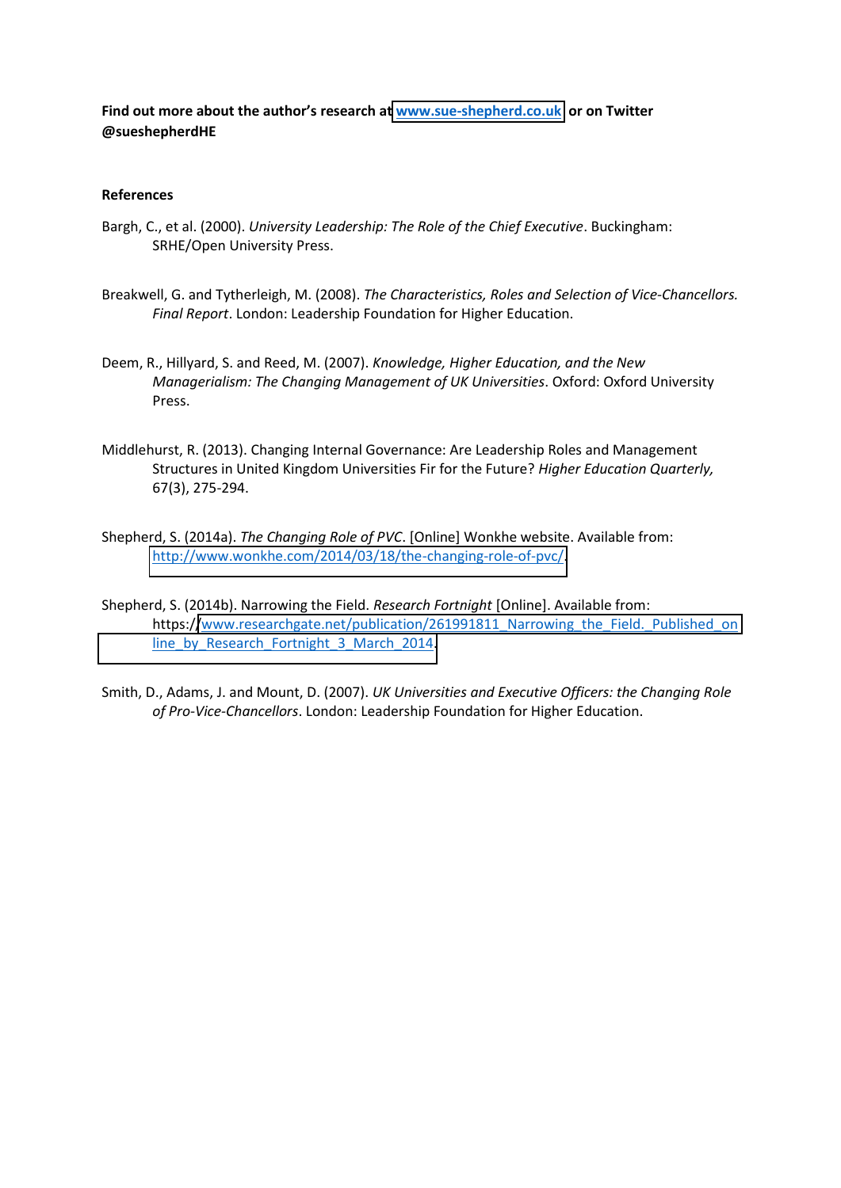**Find out more about the author's research at www.sue-shepherd.co.uk or on Twitter @sueshepherdHE**

## References

Bargh, C., et al. (2000). *University Leadership: The Role of the Chief Executive*. Buckingham: SRHE/Open University Press.

Breakwell, G. and Tytherleigh, M. (2008). *The Characteristics, Roles and Selection of Vice-Chancellors. Final Report*. London: Leadership Foundation for Higher Education.

Deem, R., Hillyard, S. and Reed, M. (2007). *Knowledge, Higher Education, and the New Managerialism: The Changing Management of UK Universities*. Oxford: Oxford University Press.

Middlehurst, R. (2013). Changing Internal Governance: Are Leadership Roles and Management Structures in United Kingdom Universities Fir for the Future? *Higher Education Quarterly,* 67(3), 275-294.

Shepherd, S. (2014a). *The Changing Role of PVC*. [Online] Wonkhe website. Available from: http://www.wonkhe.com/2014/03/18/the-changing-role-of-pvc/.

Shepherd, S. (2014b). Narrowing the Field. *Research Fortnight* [Online]. Available from: https://www.researchgate.net/publication/261991811_Narrowing_the_Field._Published_online_by_Research_Fortnight_3_March_2014.

Smith, D., Adams, J. and Mount, D. (2007). *UK Universities and Executive Officers: the Changing Role of Pro-Vice-Chancellors*. London: Leadership Foundation for Higher Education.